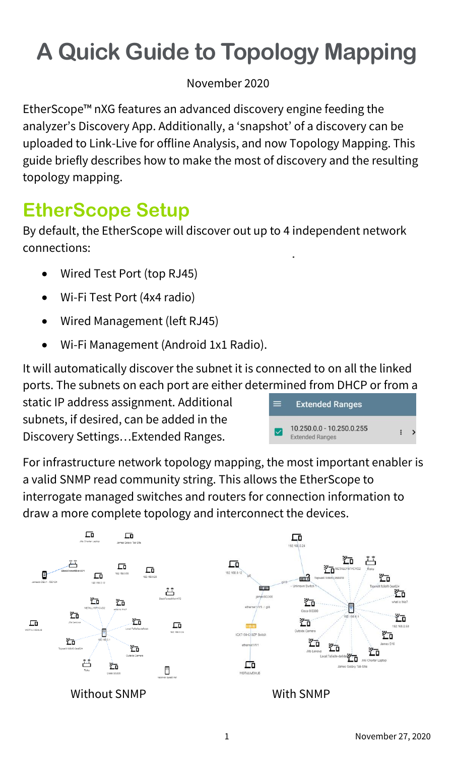# A Quick Guide to Topology Mapping

November 2020

EtherScope™ nXG features an advanced discovery engine feeding the analyzer's Discovery App. Additionally, a 'snapshot' of a discovery can be uploaded to Link-Live for offline Analysis, and now Topology Mapping. This guide briefly describes how to make the most of discovery and the resulting topology mapping.

## EtherScope Setup

By default, the EtherScope will discover out up to 4 independent network connections:

- Wired Test Port (top RJ45)
- Wi-Fi Test Port (4x4 radio)
- Wired Management (left RJ45)
- Wi-Fi Management (Android 1x1 Radio).

It will automatically discover the subnet it is connected to on all the linked ports. The subnets on each port are either determined from DHCP or from a static IP address assignment. Additional subnets, if desired, can be added in the Discovery Settings…Extended Ranges.

For infrastructure network topology mapping, the most important enabler is a valid SNMP read community string. This allows the EtherScope to interrogate managed switches and routers for connection information to draw a more complete topology and interconnect the devices.

Without SNMP

With SNMP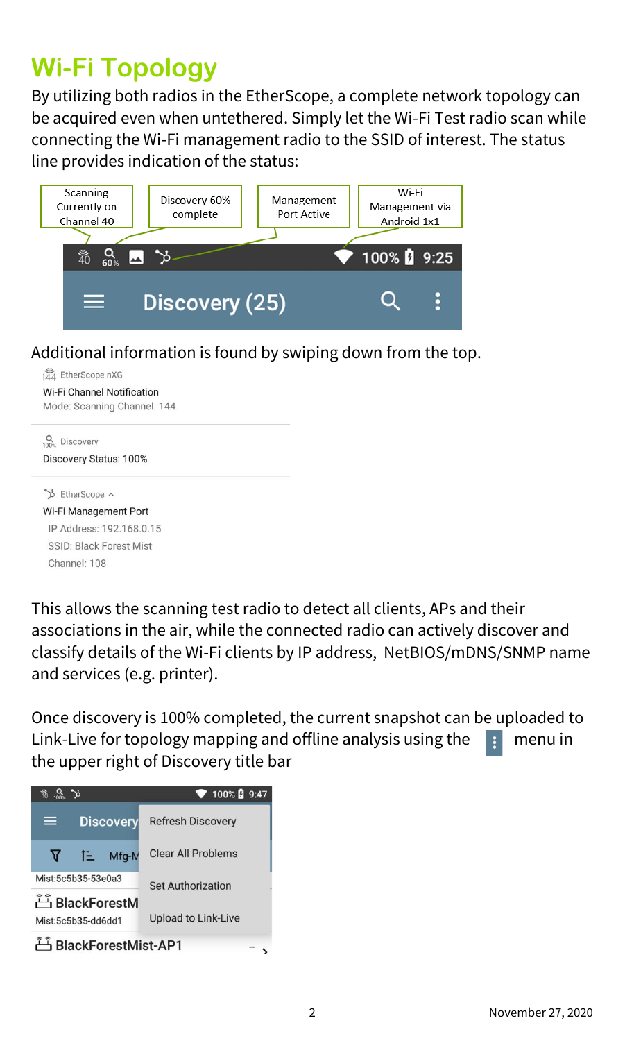# Wi-Fi Topology

By utilizing both radios in the EtherScope, a complete network topology can be acquired even when untethered. Simply let the Wi-Fi Test radio scan while connecting the Wi-Fi management radio to the SSID of interest. The status line provides indication of the status:

Scanning Currently on Channel 40 | Discovery 60% complete | Management Port Active | Wi-Fi Management via Android 1x1

Discovery (25)

Additional information is found by swiping down from the top.

EtherScope nXG
Wi-Fi Channel Notification
Mode: Scanning Channel: 144

Discovery
Discovery Status: 100%

EtherScope
Wi-Fi Management Port
IP Address: 192.168.0.15
SSID: Black Forest Mist
Channel: 108

This allows the scanning test radio to detect all clients, APs and their associations in the air, while the connected radio can actively discover and classify details of the Wi-Fi clients by IP address, NetBIOS/mDNS/SNMP name and services (e.g. printer).

Once discovery is 100% completed, the current snapshot can be uploaded to Link-Live for topology mapping and offline analysis using the ⋮ menu in the upper right of Discovery title bar

Refresh Discovery
Clear All Problems
Set Authorization
Upload to Link-Live

November 27, 2020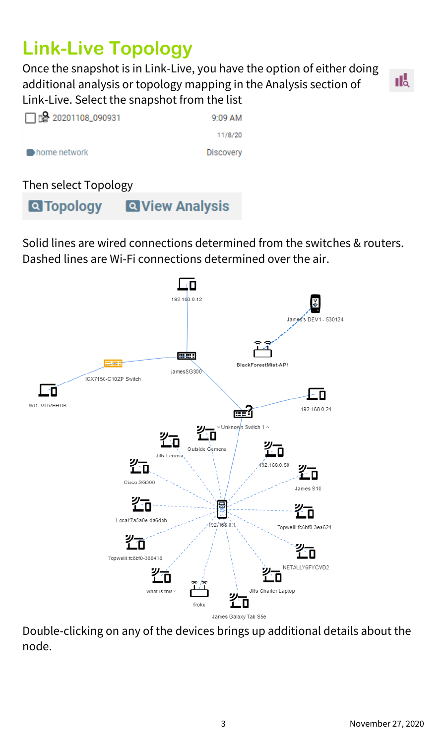# Link-Live Topology

Once the snapshot is in Link-Live, you have the option of either doing additional analysis or topology mapping in the Analysis section of Link-Live. Select the snapshot from the list

| 20201108_090931 | 9:09 AM |
|---|---|
| | 11/8/20 |
| home network | Discovery |

Then select Topology

**Topology** **View Analysis**

Solid lines are wired connections determined from the switches & routers. Dashed lines are Wi-Fi connections determined over the air.

Double-clicking on any of the devices brings up additional details about the node.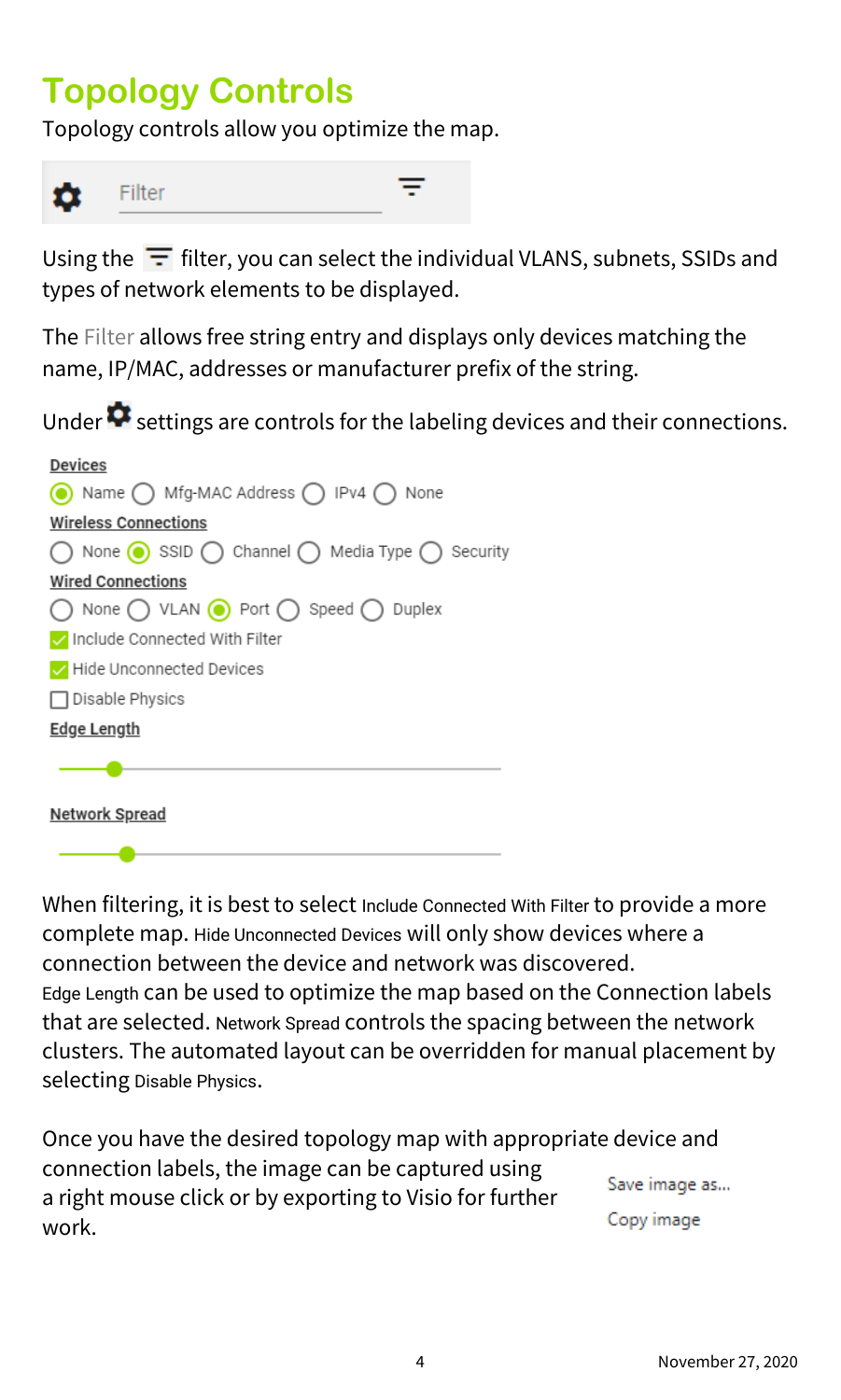# Topology Controls

Topology controls allow you optimize the map.

Filter

Using the filter, you can select the individual VLANS, subnets, SSIDs and types of network elements to be displayed.

The Filter allows free string entry and displays only devices matching the name, IP/MAC, addresses or manufacturer prefix of the string.

Under settings are controls for the labeling devices and their connections.

**Devices**

- (•) Name ( ) Mfg-MAC Address ( ) IPv4 ( ) None

**Wireless Connections**

- ( ) None (•) SSID ( ) Channel ( ) Media Type ( ) Security

**Wired Connections**

- ( ) None ( ) VLAN (•) Port ( ) Speed ( ) Duplex

- [x] Include Connected With Filter
- [x] Hide Unconnected Devices
- [ ] Disable Physics

**Edge Length**

**Network Spread**

When filtering, it is best to select Include Connected With Filter to provide a more complete map. Hide Unconnected Devices will only show devices where a connection between the device and network was discovered. Edge Length can be used to optimize the map based on the Connection labels that are selected. Network Spread controls the spacing between the network clusters. The automated layout can be overridden for manual placement by selecting Disable Physics.

Once you have the desired topology map with appropriate device and connection labels, the image can be captured using a right mouse click or by exporting to Visio for further work.

Save image as...

Copy image